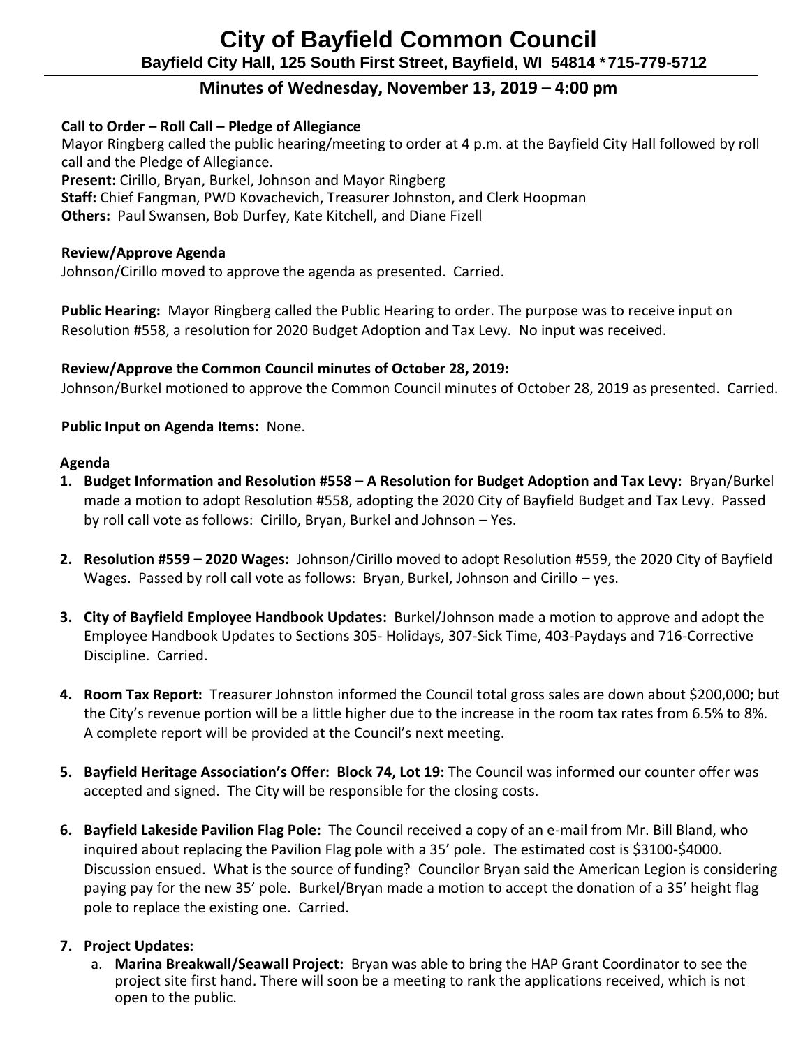# City of Bayfield Common Council

**Bayfield City Hall, 125 South First Street, Bayfield, WI 54814 \*715-779-5712**

## Minutes of Wednesday, November 13, 2019 – 4:00 pm

**Call to Order – Roll Call – Pledge of Allegiance**

Mayor Ringberg called the public hearing/meeting to order at 4 p.m. at the Bayfield City Hall followed by roll call and the Pledge of Allegiance.

**Present:** Cirillo, Bryan, Burkel, Johnson and Mayor Ringberg

**Staff:** Chief Fangman, PWD Kovachevich, Treasurer Johnston, and Clerk Hoopman

**Others:** Paul Swansen, Bob Durfey, Kate Kitchell, and Diane Fizell

**Review/Approve Agenda**

Johnson/Cirillo moved to approve the agenda as presented. Carried.

**Public Hearing:** Mayor Ringberg called the Public Hearing to order. The purpose was to receive input on Resolution #558, a resolution for 2020 Budget Adoption and Tax Levy. No input was received.

**Review/Approve the Common Council minutes of October 28, 2019:**

Johnson/Burkel motioned to approve the Common Council minutes of October 28, 2019 as presented. Carried.

**Public Input on Agenda Items:** None.

**Agenda**

1. **Budget Information and Resolution #558 – A Resolution for Budget Adoption and Tax Levy:** Bryan/Burkel made a motion to adopt Resolution #558, adopting the 2020 City of Bayfield Budget and Tax Levy. Passed by roll call vote as follows: Cirillo, Bryan, Burkel and Johnson – Yes.

2. **Resolution #559 – 2020 Wages:** Johnson/Cirillo moved to adopt Resolution #559, the 2020 City of Bayfield Wages. Passed by roll call vote as follows: Bryan, Burkel, Johnson and Cirillo – yes.

3. **City of Bayfield Employee Handbook Updates:** Burkel/Johnson made a motion to approve and adopt the Employee Handbook Updates to Sections 305- Holidays, 307-Sick Time, 403-Paydays and 716-Corrective Discipline. Carried.

4. **Room Tax Report:** Treasurer Johnston informed the Council total gross sales are down about $200,000; but the City's revenue portion will be a little higher due to the increase in the room tax rates from 6.5% to 8%. A complete report will be provided at the Council's next meeting.

5. **Bayfield Heritage Association's Offer: Block 74, Lot 19:** The Council was informed our counter offer was accepted and signed. The City will be responsible for the closing costs.

6. **Bayfield Lakeside Pavilion Flag Pole:** The Council received a copy of an e-mail from Mr. Bill Bland, who inquired about replacing the Pavilion Flag pole with a 35' pole. The estimated cost is $3100-$4000. Discussion ensued. What is the source of funding? Councilor Bryan said the American Legion is considering paying pay for the new 35' pole. Burkel/Bryan made a motion to accept the donation of a 35' height flag pole to replace the existing one. Carried.

7. **Project Updates:**
   a. **Marina Breakwall/Seawall Project:** Bryan was able to bring the HAP Grant Coordinator to see the project site first hand. There will soon be a meeting to rank the applications received, which is not open to the public.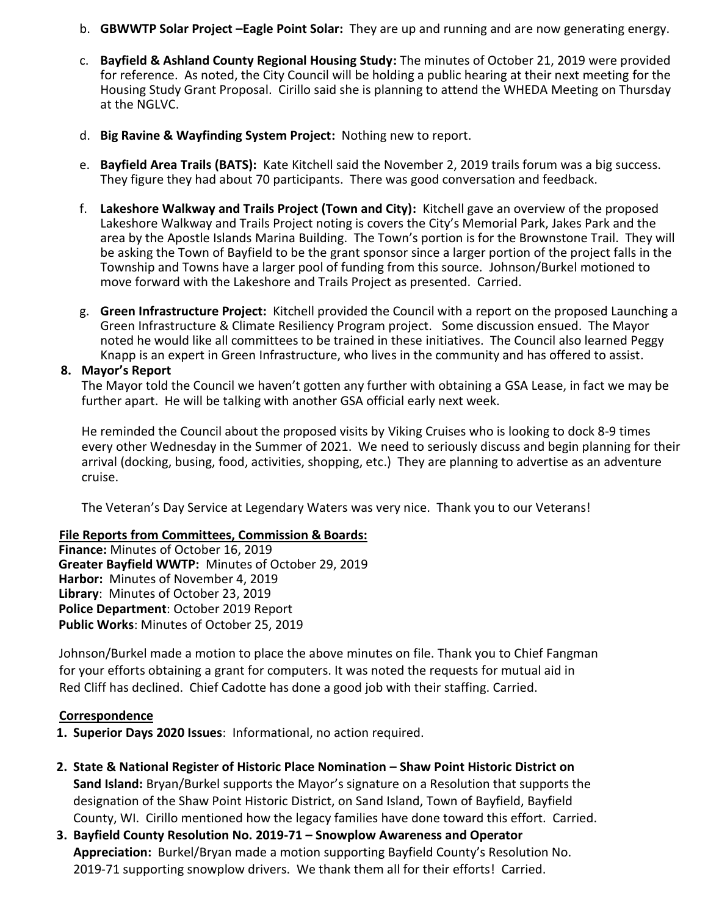b. **GBWWTP Solar Project –Eagle Point Solar:** They are up and running and are now generating energy.

c. **Bayfield & Ashland County Regional Housing Study:** The minutes of October 21, 2019 were provided for reference. As noted, the City Council will be holding a public hearing at their next meeting for the Housing Study Grant Proposal. Cirillo said she is planning to attend the WHEDA Meeting on Thursday at the NGLVC.

d. **Big Ravine & Wayfinding System Project:** Nothing new to report.

e. **Bayfield Area Trails (BATS):** Kate Kitchell said the November 2, 2019 trails forum was a big success. They figure they had about 70 participants. There was good conversation and feedback.

f. **Lakeshore Walkway and Trails Project (Town and City):** Kitchell gave an overview of the proposed Lakeshore Walkway and Trails Project noting is covers the City's Memorial Park, Jakes Park and the area by the Apostle Islands Marina Building. The Town's portion is for the Brownstone Trail. They will be asking the Town of Bayfield to be the grant sponsor since a larger portion of the project falls in the Township and Towns have a larger pool of funding from this source. Johnson/Burkel motioned to move forward with the Lakeshore and Trails Project as presented. Carried.

g. **Green Infrastructure Project:** Kitchell provided the Council with a report on the proposed Launching a Green Infrastructure & Climate Resiliency Program project. Some discussion ensued. The Mayor noted he would like all committees to be trained in these initiatives. The Council also learned Peggy Knapp is an expert in Green Infrastructure, who lives in the community and has offered to assist.

**8. Mayor's Report**

The Mayor told the Council we haven't gotten any further with obtaining a GSA Lease, in fact we may be further apart. He will be talking with another GSA official early next week.

He reminded the Council about the proposed visits by Viking Cruises who is looking to dock 8-9 times every other Wednesday in the Summer of 2021. We need to seriously discuss and begin planning for their arrival (docking, busing, food, activities, shopping, etc.) They are planning to advertise as an adventure cruise.

The Veteran's Day Service at Legendary Waters was very nice. Thank you to our Veterans!

**File Reports from Committees, Commission & Boards:**

**Finance:** Minutes of October 16, 2019
**Greater Bayfield WWTP:** Minutes of October 29, 2019
**Harbor:** Minutes of November 4, 2019
**Library**: Minutes of October 23, 2019
**Police Department**: October 2019 Report
**Public Works**: Minutes of October 25, 2019

Johnson/Burkel made a motion to place the above minutes on file. Thank you to Chief Fangman for your efforts obtaining a grant for computers. It was noted the requests for mutual aid in Red Cliff has declined. Chief Cadotte has done a good job with their staffing. Carried.

**Correspondence**

1. **Superior Days 2020 Issues**: Informational, no action required.

2. **State & National Register of Historic Place Nomination – Shaw Point Historic District on Sand Island:** Bryan/Burkel supports the Mayor's signature on a Resolution that supports the designation of the Shaw Point Historic District, on Sand Island, Town of Bayfield, Bayfield County, WI. Cirillo mentioned how the legacy families have done toward this effort. Carried.

3. **Bayfield County Resolution No. 2019-71 – Snowplow Awareness and Operator Appreciation:** Burkel/Bryan made a motion supporting Bayfield County's Resolution No. 2019-71 supporting snowplow drivers. We thank them all for their efforts! Carried.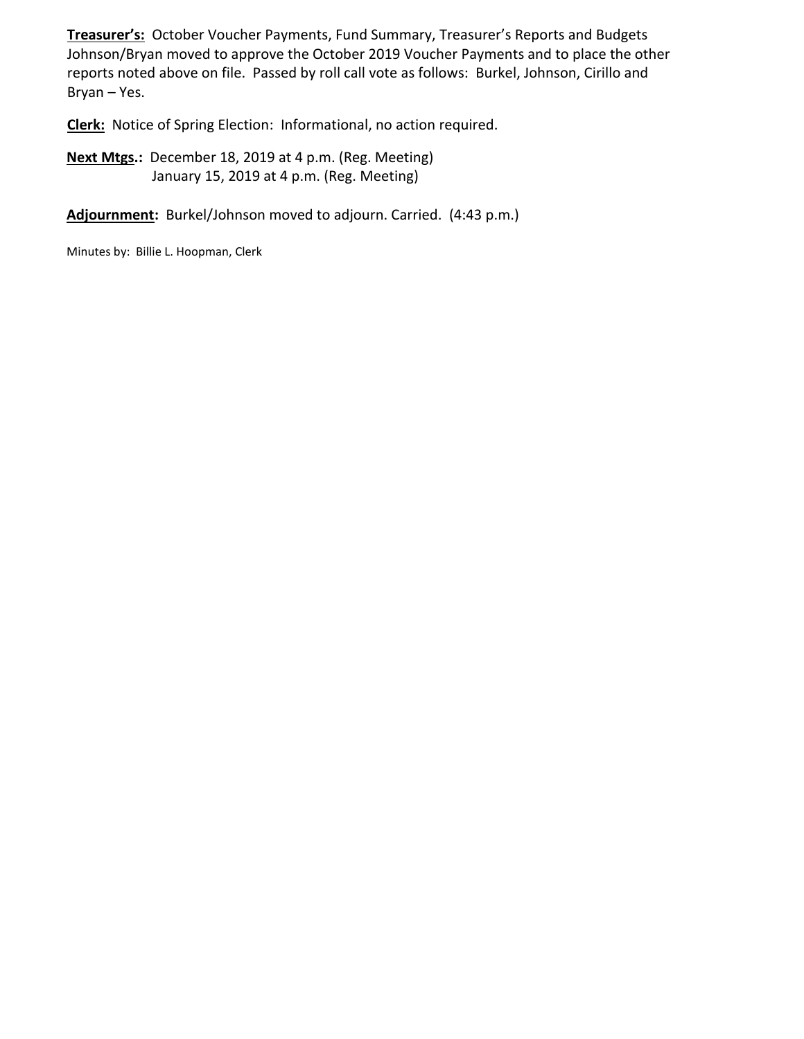**Treasurer's:** October Voucher Payments, Fund Summary, Treasurer's Reports and Budgets Johnson/Bryan moved to approve the October 2019 Voucher Payments and to place the other reports noted above on file. Passed by roll call vote as follows: Burkel, Johnson, Cirillo and Bryan – Yes.

**Clerk:** Notice of Spring Election: Informational, no action required.

**Next Mtgs.:** December 18, 2019 at 4 p.m. (Reg. Meeting)
January 15, 2019 at 4 p.m. (Reg. Meeting)

**Adjournment:** Burkel/Johnson moved to adjourn. Carried. (4:43 p.m.)

Minutes by: Billie L. Hoopman, Clerk